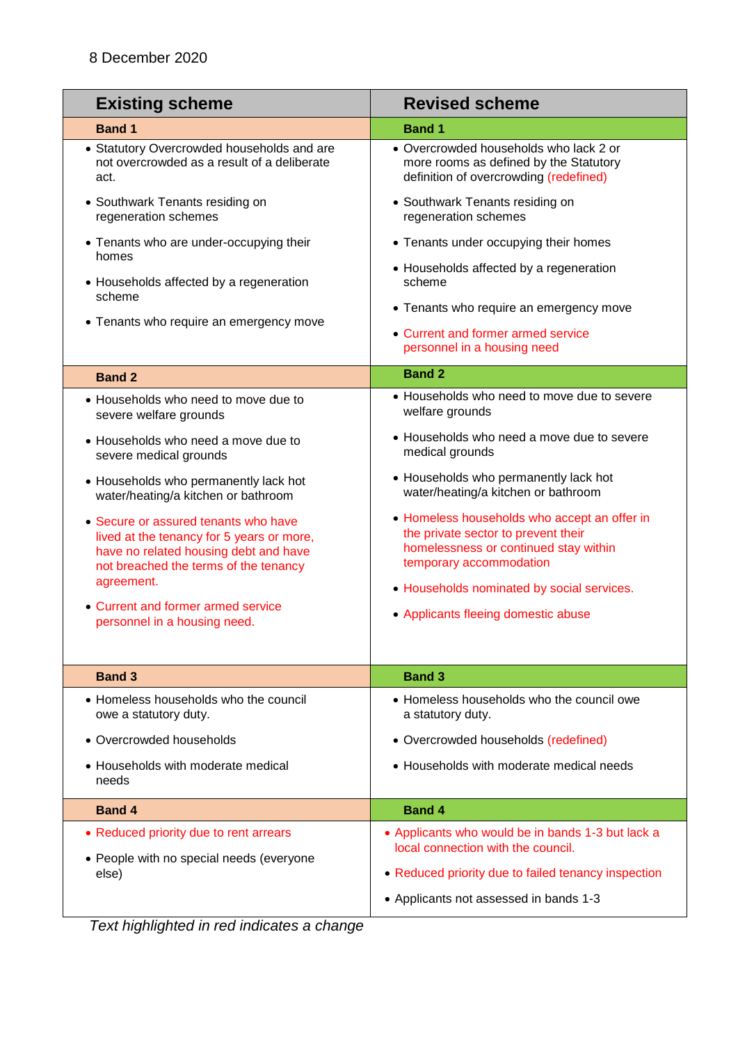8 December 2020

| Existing scheme | Revised scheme |
|---|---|
| **Band 1** | **Band 1** |
| • Statutory Overcrowded households and are not overcrowded as a result of a deliberate act.<br><br>• Southwark Tenants residing on regeneration schemes<br><br>• Tenants who are under-occupying their homes<br><br>• Households affected by a regeneration scheme<br><br>• Tenants who require an emergency move | • Overcrowded households who lack 2 or more rooms as defined by the Statutory definition of overcrowding (redefined)<br><br>• Southwark Tenants residing on regeneration schemes<br><br>• Tenants under occupying their homes<br><br>• Households affected by a regeneration scheme<br><br>• Tenants who require an emergency move<br><br>• Current and former armed service personnel in a housing need |
| **Band 2** | **Band 2** |
| • Households who need to move due to severe welfare grounds<br><br>• Households who need a move due to severe medical grounds<br><br>• Households who permanently lack hot water/heating/a kitchen or bathroom<br><br>• Secure or assured tenants who have lived at the tenancy for 5 years or more, have no related housing debt and have not breached the terms of the tenancy agreement.<br><br>• Current and former armed service personnel in a housing need. | • Households who need to move due to severe welfare grounds<br><br>• Households who need a move due to severe medical grounds<br><br>• Households who permanently lack hot water/heating/a kitchen or bathroom<br><br>• Homeless households who accept an offer in the private sector to prevent their homelessness or continued stay within temporary accommodation<br><br>• Households nominated by social services.<br><br>• Applicants fleeing domestic abuse |
| **Band 3** | **Band 3** |
| • Homeless households who the council owe a statutory duty.<br><br>• Overcrowded households<br><br>• Households with moderate medical needs | • Homeless households who the council owe a statutory duty.<br><br>• Overcrowded households (redefined)<br><br>• Households with moderate medical needs |
| **Band 4** | **Band 4** |
| • Reduced priority due to rent arrears<br><br>• People with no special needs (everyone else) | • Applicants who would be in bands 1-3 but lack a local connection with the council.<br><br>• Reduced priority due to failed tenancy inspection<br><br>• Applicants not assessed in bands 1-3 |

*Text highlighted in red indicates a change*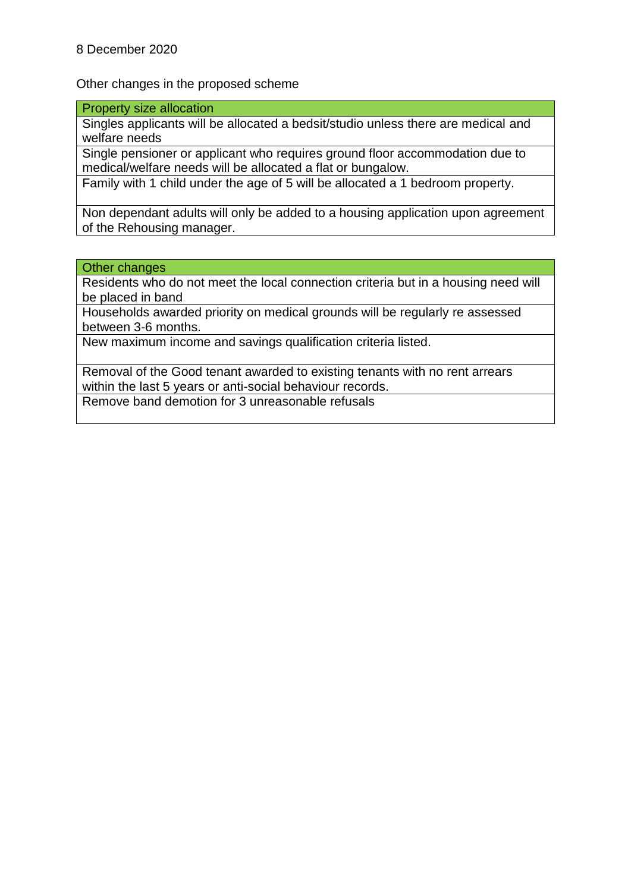8 December 2020

Other changes in the proposed scheme

| Property size allocation |
|---|
| Singles applicants will be allocated a bedsit/studio unless there are medical and welfare needs |
| Single pensioner or applicant who requires ground floor accommodation due to medical/welfare needs will be allocated a flat or bungalow. |
| Family with 1 child under the age of 5 will be allocated a 1 bedroom property. |
| Non dependant adults will only be added to a housing application upon agreement of the Rehousing manager. |

| Other changes |
|---|
| Residents who do not meet the local connection criteria but in a housing need will be placed in band |
| Households awarded priority on medical grounds will be regularly re assessed between 3-6 months. |
| New maximum income and savings qualification criteria listed. |
| Removal of the Good tenant awarded to existing tenants with no rent arrears within the last 5 years or anti-social behaviour records. |
| Remove band demotion for 3 unreasonable refusals |